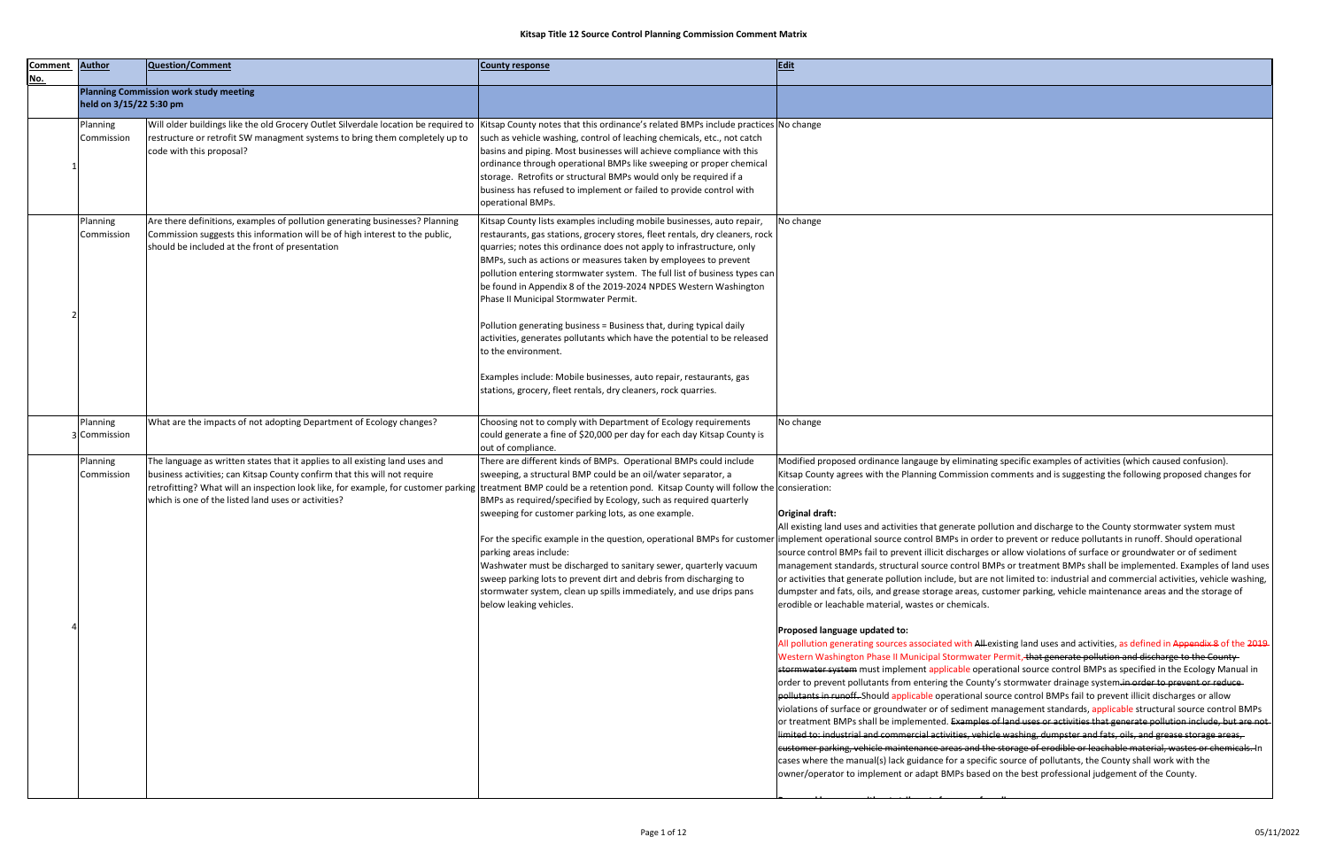# Kitsap Title 12 Source Control Planning Commission Comment Matrix

| Comment No. | Author | Question/Comment | County response | Edit |
|---|---|---|---|---|
| | **Planning Commission work study meeting held on 3/15/22 5:30 pm** | | | |
| 1 | Planning Commission | Will older buildings like the old Grocery Outlet Silverdale location be required to restructure or retrofit SW managment systems to bring them completely up to code with this proposal? | Kitsap County notes that this ordinance's related BMPs include practices such as vehicle washing, control of leaching chemicals, etc., not catch basins and piping. Most businesses will achieve compliance with this ordinance through operational BMPs like sweeping or proper chemical storage. Retrofits or structural BMPs would only be required if a business has refused to implement or failed to provide control with operational BMPs. | No change |
| 2 | Planning Commission | Are there definitions, examples of pollution generating businesses? Planning Commission suggests this information will be of high interest to the public, should be included at the front of presentation | Kitsap County lists examples including mobile businesses, auto repair, restaurants, gas stations, grocery stores, fleet rentals, dry cleaners, rock quarries; notes this ordinance does not apply to infrastructure, only BMPs, such as actions or measures taken by employees to prevent pollution entering stormwater system. The full list of business types can be found in Appendix 8 of the 2019-2024 NPDES Western Washington Phase II Municipal Stormwater Permit.<br><br>Pollution generating business = Business that, during typical daily activities, generates pollutants which have the potential to be released to the environment.<br><br>Examples include: Mobile businesses, auto repair, restaurants, gas stations, grocery, fleet rentals, dry cleaners, rock quarries. | No change |
| 3 | Planning Commission | What are the impacts of not adopting Department of Ecology changes? | Choosing not to comply with Department of Ecology requirements could generate a fine of $20,000 per day for each day Kitsap County is out of compliance. | No change |
| 4 | Planning Commission | The language as written states that it applies to all existing land uses and business activities; can Kitsap County confirm that this will not require retrofitting? What will an inspection look like, for example, for customer parking which is one of the listed land uses or activities? | There are different kinds of BMPs. Operational BMPs could include sweeping, a structural BMP could be an oil/water separator, a treatment BMP could be a retention pond. Kitsap County will follow the BMPs as required/specified by Ecology, such as required quarterly sweeping for customer parking lots, as one example.<br><br>For the specific example in the question, operational BMPs for customer parking areas include:<br>Washwater must be discharged to sanitary sewer, quarterly vacuum sweep parking lots to prevent dirt and debris from discharging to stormwater system, clean up spills immediately, and use drips pans below leaking vehicles. | Modified proposed ordinance langauge by eliminating specific examples of activities (which caused confusion). Kitsap County agrees with the Planning Commission comments and is suggesting the following proposed changes for consieration:<br><br>**Original draft:**<br>All existing land uses and activities that generate pollution and discharge to the County stormwater system must implement operational source control BMPs in order to prevent or reduce pollutants in runoff. Should operational source control BMPs fail to prevent illicit discharges or allow violations of surface or groundwater or of sediment management standards, structural source control BMPs or treatment BMPs shall be implemented. Examples of land uses or activities that generate pollution include, but are not limited to: industrial and commercial activities, vehicle washing, dumpster and fats, oils, and grease storage areas, customer parking, vehicle maintenance areas and the storage of erodible or leachable material, wastes or chemicals.<br><br>**Proposed language updated to:**<br>All pollution generating sources associated with ~~All~~ existing land uses and activities, as defined in ~~Appendix 8~~ of the ~~2019~~ Western Washington Phase II Municipal Stormwater Permit, ~~that generate pollution and discharge to the County stormwater system~~ must implement applicable operational source control BMPs as specified in the Ecology Manual in order to prevent pollutants from entering the County's stormwater drainage system ~~in order to prevent or reduce pollutants in runoff~~. Should applicable operational source control BMPs fail to prevent illicit discharges or allow violations of surface or groundwater or of sediment management standards, applicable structural source control BMPs or treatment BMPs shall be implemented. ~~Examples of land uses or activities that generate pollution include, but are not limited to: industrial and commercial activities, vehicle washing, dumpster and fats, oils, and grease storage areas, customer parking, vehicle maintenance areas and the storage of erodible or leachable material, wastes or chemicals.~~ In cases where the manual(s) lack guidance for a specific source of pollutants, the County shall work with the owner/operator to implement or adapt BMPs based on the best professional judgement of the County. |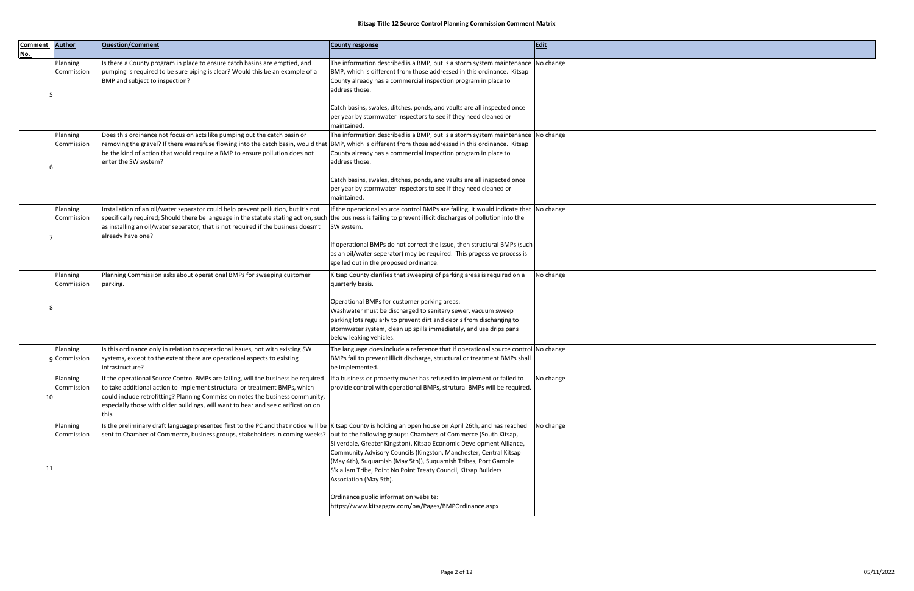# Kitsap Title 12 Source Control Planning Commission Comment Matrix

| Comment No. | Author | Question/Comment | County response | Edit |
|---|---|---|---|---|
| 5 | Planning Commission | Is there a County program in place to ensure catch basins are emptied, and pumping is required to be sure piping is clear? Would this be an example of a BMP and subject to inspection? | The information described is a BMP, but is a storm system maintenance BMP, which is different from those addressed in this ordinance. Kitsap County already has a commercial inspection program in place to address those.<br><br>Catch basins, swales, ditches, ponds, and vaults are all inspected once per year by stormwater inspectors to see if they need cleaned or maintained. | No change |
| 6 | Planning Commission | Does this ordinance not focus on acts like pumping out the catch basin or removing the gravel? If there was refuse flowing into the catch basin, would that be the kind of action that would require a BMP to ensure pollution does not enter the SW system? | The information described is a BMP, but is a storm system maintenance BMP, which is different from those addressed in this ordinance. Kitsap County already has a commercial inspection program in place to address those.<br><br>Catch basins, swales, ditches, ponds, and vaults are all inspected once per year by stormwater inspectors to see if they need cleaned or maintained. | No change |
| 7 | Planning Commission | Installation of an oil/water separator could help prevent pollution, but it's not specifically required; Should there be language in the statute stating action, such as installing an oil/water separator, that is not required if the business doesn't already have one? | If the operational source control BMPs are failing, it would indicate that the business is failing to prevent illicit discharges of pollution into the SW system.<br><br>If operational BMPs do not correct the issue, then structural BMPs (such as an oil/water seperator) may be required. This progessive process is spelled out in the proposed ordinance. | No change |
| 8 | Planning Commission | Planning Commission asks about operational BMPs for sweeping customer parking. | Kitsap County clarifies that sweeping of parking areas is required on a quarterly basis.<br><br>Operational BMPs for customer parking areas:<br>Washwater must be discharged to sanitary sewer, vacuum sweep parking lots regularly to prevent dirt and debris from discharging to stormwater system, clean up spills immediately, and use drips pans below leaking vehicles. | No change |
| 9 | Planning Commission | Is this ordinance only in relation to operational issues, not with existing SW systems, except to the extent there are operational aspects to existing infrastructure? | The language does include a reference that if operational source control BMPs fail to prevent illicit discharge, structural or treatment BMPs shall be implemented. | No change |
| 10 | Planning Commission | If the operational Source Control BMPs are failing, will the business be required to take additional action to implement structural or treatment BMPs, which could include retrofitting? Planning Commission notes the business community, especially those with older buildings, will want to hear and see clarification on this. | If a business or property owner has refused to implement or failed to provide control with operational BMPs, strutural BMPs will be required. | No change |
| 11 | Planning Commission | Is the preliminary draft language presented first to the PC and that notice will be sent to Chamber of Commerce, business groups, stakeholders in coming weeks? | Kitsap County is holding an open house on April 26th, and has reached out to the following groups: Chambers of Commerce (South Kitsap, Silverdale, Greater Kingston), Kitsap Economic Development Alliance, Community Advisory Councils (Kingston, Manchester, Central Kitsap (May 4th)), Suquamish (May 5th)), Suquamish Tribes, Port Gamble S'klallam Tribe, Point No Point Treaty Council, Kitsap Builders Association (May 5th).<br><br>Ordinance public information website:<br>https://www.kitsapgov.com/pw/Pages/BMPOrdinance.aspx | No change |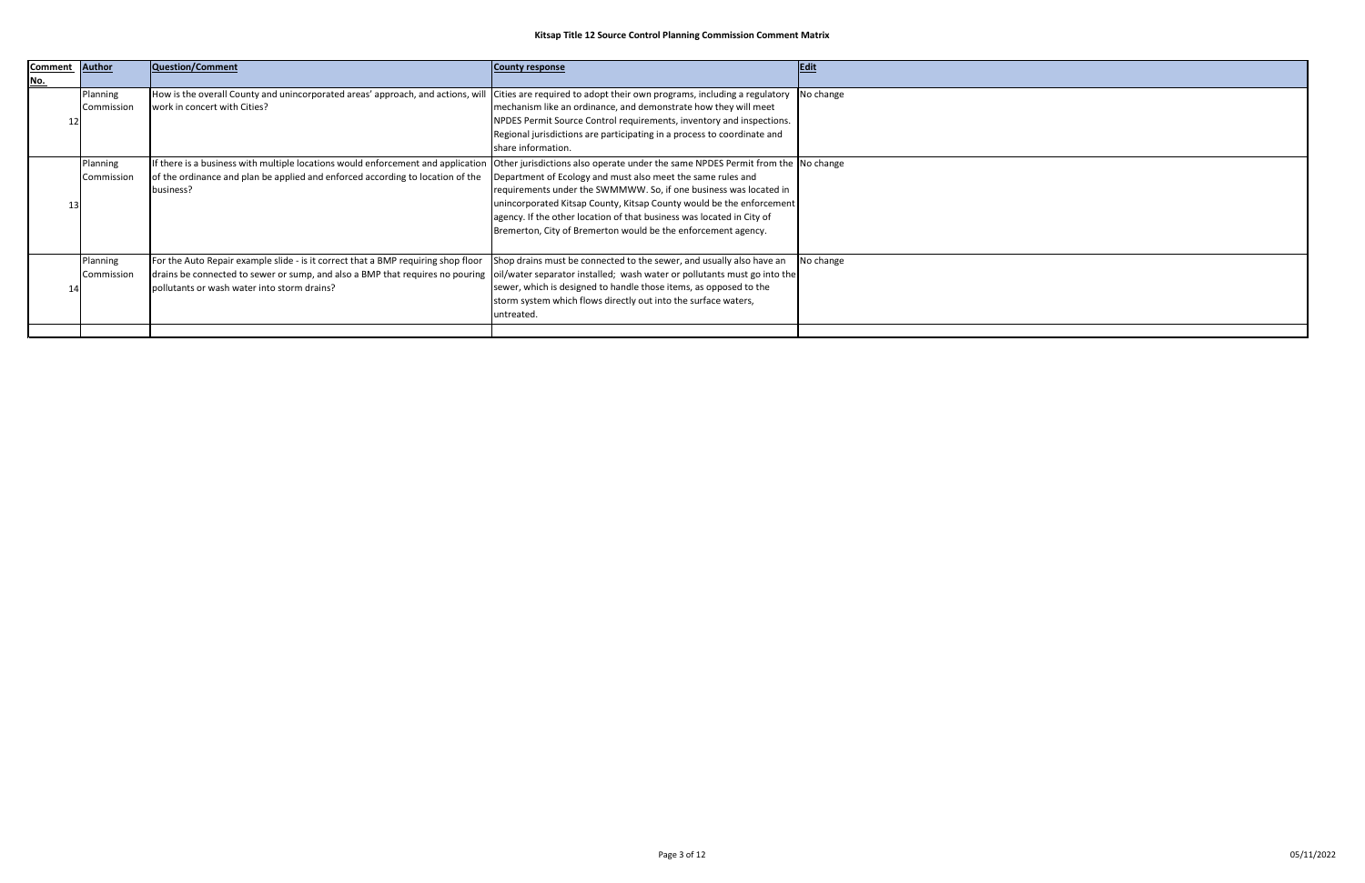**Kitsap Title 12 Source Control Planning Commission Comment Matrix**

| Comment No. | Author | Question/Comment | County response | Edit |
|---|---|---|---|---|
| 12 | Planning Commission | How is the overall County and unincorporated areas' approach, and actions, will work in concert with Cities? | Cities are required to adopt their own programs, including a regulatory mechanism like an ordinance, and demonstrate how they will meet NPDES Permit Source Control requirements, inventory and inspections. Regional jurisdictions are participating in a process to coordinate and share information. | No change |
| 13 | Planning Commission | If there is a business with multiple locations would enforcement and application of the ordinance and plan be applied and enforced according to location of the business? | Other jurisdictions also operate under the same NPDES Permit from the Department of Ecology and must also meet the same rules and requirements under the SWMMWW. So, if one business was located in unincorporated Kitsap County, Kitsap County would be the enforcement agency. If the other location of that business was located in City of Bremerton, City of Bremerton would be the enforcement agency. | No change |
| 14 | Planning Commission | For the Auto Repair example slide - is it correct that a BMP requiring shop floor drains be connected to sewer or sump, and also a BMP that requires no pouring pollutants or wash water into storm drains? | Shop drains must be connected to the sewer, and usually also have an oil/water separator installed; wash water or pollutants must go into the sewer, which is designed to handle those items, as opposed to the storm system which flows directly out into the surface waters, untreated. | No change |
| | | | | |

05/11/2022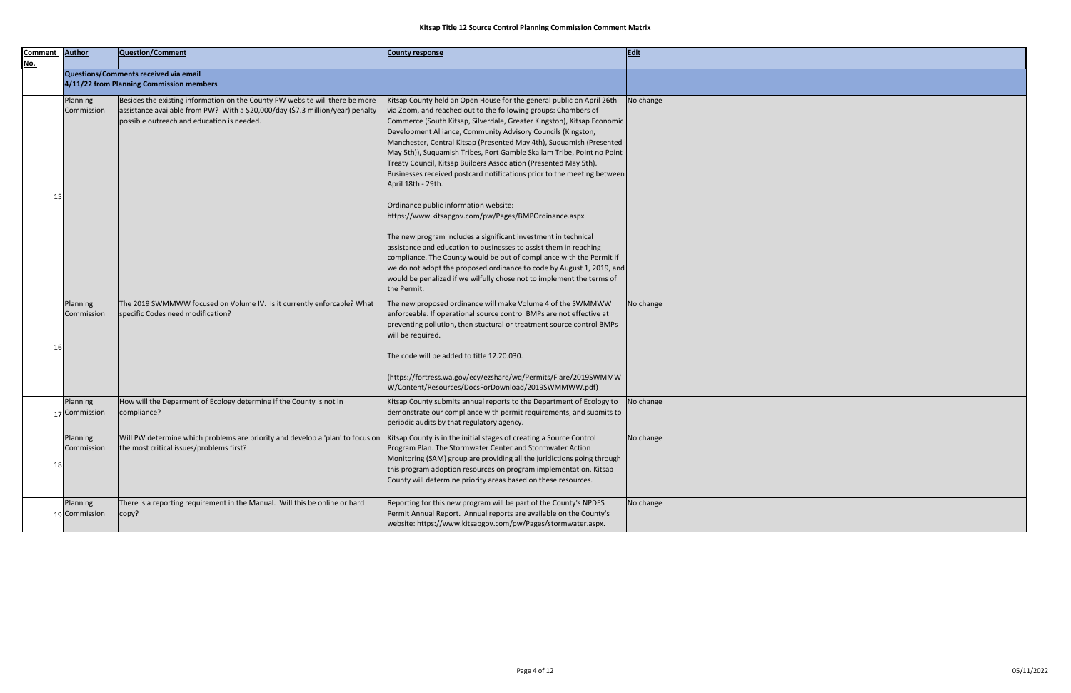# Kitsap Title 12 Source Control Planning Commission Comment Matrix

| Comment No. | Author | Question/Comment | County response | Edit |
|---|---|---|---|---|
| | **Questions/Comments received via email 4/11/22 from Planning Commission members** | | | |
| 15 | Planning Commission | Besides the existing information on the County PW website will there be more assistance available from PW? With a $20,000/day ($7.3 million/year) penalty possible outreach and education is needed. | Kitsap County held an Open House for the general public on April 26th via Zoom, and reached out to the following groups: Chambers of Commerce (South Kitsap, Silverdale, Greater Kingston), Kitsap Economic Development Alliance, Community Advisory Councils (Kingston, Manchester, Central Kitsap (Presented May 4th), Suquamish (Presented May 5th)), Suquamish Tribes, Port Gamble Skallam Tribe, Point no Point Treaty Council, Kitsap Builders Association (Presented May 5th). Businesses received postcard notifications prior to the meeting between April 18th - 29th.<br><br>Ordinance public information website: https://www.kitsapgov.com/pw/Pages/BMPOrdinance.aspx<br><br>The new program includes a significant investment in technical assistance and education to businesses to assist them in reaching compliance. The County would be out of compliance with the Permit if we do not adopt the proposed ordinance to code by August 1, 2019, and would be penalized if we wilfully chose not to implement the terms of the Permit. | No change |
| 16 | Planning Commission | The 2019 SWMMWW focused on Volume IV. Is it currently enforcable? What specific Codes need modification? | The new proposed ordinance will make Volume 4 of the SWMMWW enforceable. If operational source control BMPs are not effective at preventing pollution, then stuctural or treatment source control BMPs will be required.<br><br>The code will be added to title 12.20.030.<br><br>(https://fortress.wa.gov/ecy/ezshare/wq/Permits/Flare/2019SWMMWW/Content/Resources/DocsForDownload/2019SWMMWW.pdf) | No change |
| 17 | Planning Commission | How will the Deparment of Ecology determine if the County is not in compliance? | Kitsap County submits annual reports to the Department of Ecology to demonstrate our compliance with permit requirements, and submits to periodic audits by that regulatory agency. | No change |
| 18 | Planning Commission | Will PW determine which problems are priority and develop a 'plan' to focus on the most critical issues/problems first? | Kitsap County is in the initial stages of creating a Source Control Program Plan. The Stormwater Center and Stormwater Action Monitoring (SAM) group are providing all the juridictions going through this program adoption resources on program implementation. Kitsap County will determine priority areas based on these resources. | No change |
| 19 | Planning Commission | There is a reporting requirement in the Manual. Will this be online or hard copy? | Reporting for this new program will be part of the County's NPDES Permit Annual Report. Annual reports are available on the County's website: https://www.kitsapgov.com/pw/Pages/stormwater.aspx. | No change |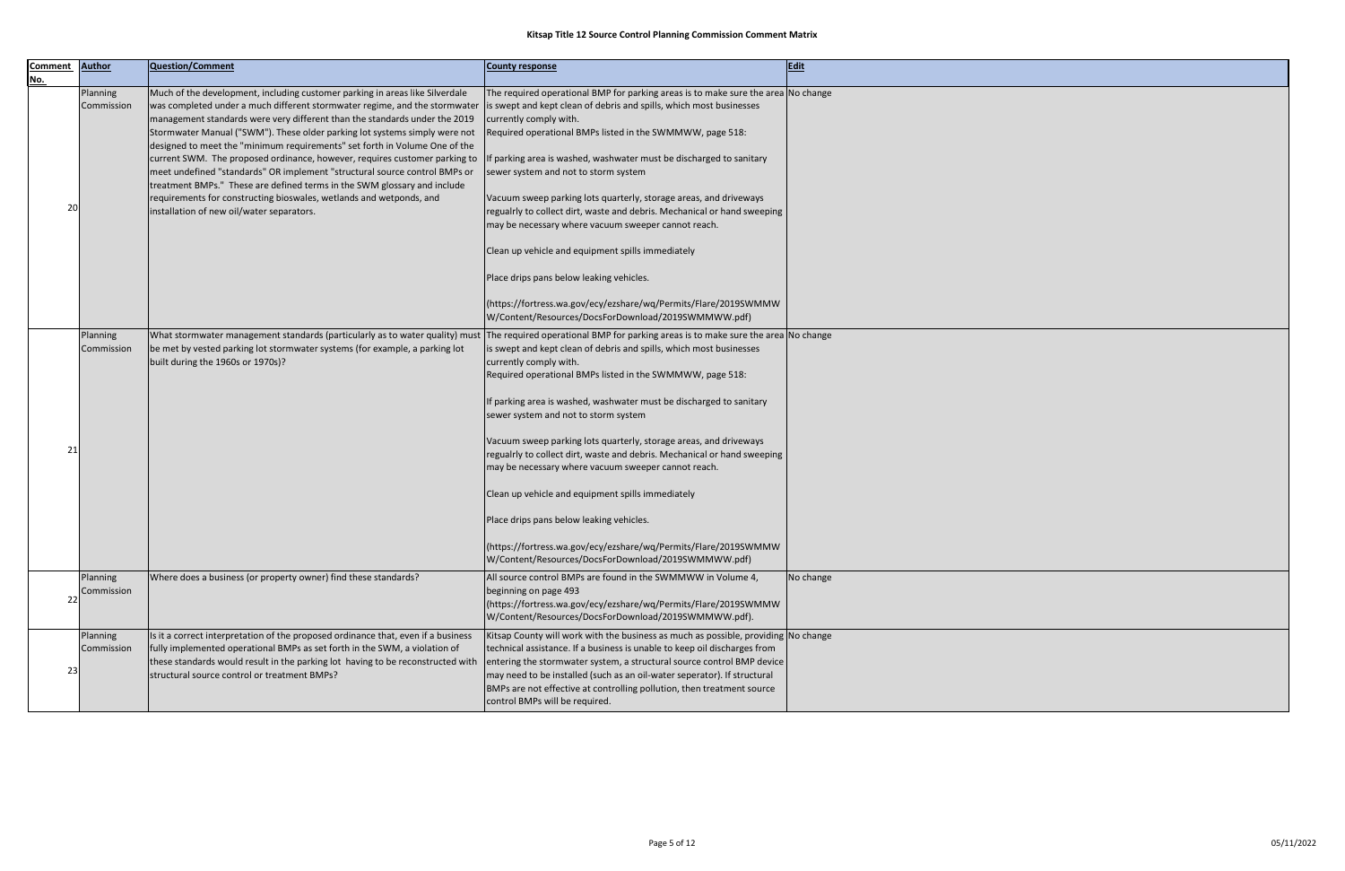# Kitsap Title 12 Source Control Planning Commission Comment Matrix

| Comment No. | Author | Question/Comment | County response | Edit |
|---|---|---|---|---|
| 20 | Planning Commission | Much of the development, including customer parking in areas like Silverdale was completed under a much different stormwater regime, and the stormwater management standards were very different than the standards under the 2019 Stormwater Manual ("SWM"). These older parking lot systems simply were not designed to meet the "minimum requirements" set forth in Volume One of the current SWM. The proposed ordinance, however, requires customer parking to meet undefined "standards" OR implement "structural source control BMPs or treatment BMPs." These are defined terms in the SWM glossary and include requirements for constructing bioswales, wetlands and wetponds, and installation of new oil/water separators. | The required operational BMP for parking areas is to make sure the area is swept and kept clean of debris and spills, which most businesses currently comply with.<br>Required operational BMPs listed in the SWMMWW, page 518:<br><br>If parking area is washed, washwater must be discharged to sanitary sewer system and not to storm system<br><br>Vacuum sweep parking lots quarterly, storage areas, and driveways regualrly to collect dirt, waste and debris. Mechanical or hand sweeping may be necessary where vacuum sweeper cannot reach.<br><br>Clean up vehicle and equipment spills immediately<br><br>Place drips pans below leaking vehicles.<br><br>(https://fortress.wa.gov/ecy/ezshare/wq/Permits/Flare/2019SWMMWW/Content/Resources/DocsForDownload/2019SWMMWW.pdf) | No change |
| 21 | Planning Commission | What stormwater management standards (particularly as to water quality) must be met by vested parking lot stormwater systems (for example, a parking lot built during the 1960s or 1970s)? | The required operational BMP for parking areas is to make sure the area is swept and kept clean of debris and spills, which most businesses currently comply with.<br>Required operational BMPs listed in the SWMMWW, page 518:<br><br>If parking area is washed, washwater must be discharged to sanitary sewer system and not to storm system<br><br>Vacuum sweep parking lots quarterly, storage areas, and driveways regualrly to collect dirt, waste and debris. Mechanical or hand sweeping may be necessary where vacuum sweeper cannot reach.<br><br>Clean up vehicle and equipment spills immediately<br><br>Place drips pans below leaking vehicles.<br><br>(https://fortress.wa.gov/ecy/ezshare/wq/Permits/Flare/2019SWMMWW/Content/Resources/DocsForDownload/2019SWMMWW.pdf) | No change |
| 22 | Planning Commission | Where does a business (or property owner) find these standards? | All source control BMPs are found in the SWMMWW in Volume 4, beginning on page 493 (https://fortress.wa.gov/ecy/ezshare/wq/Permits/Flare/2019SWMMWW/Content/Resources/DocsForDownload/2019SWMMWW.pdf). | No change |
| 23 | Planning Commission | Is it a correct interpretation of the proposed ordinance that, even if a business fully implemented operational BMPs as set forth in the SWM, a violation of these standards would result in the parking lot having to be reconstructed with structural source control or treatment BMPs? | Kitsap County will work with the business as much as possible, providing technical assistance. If a business is unable to keep oil discharges from entering the stormwater system, a structural source control BMP device may need to be installed (such as an oil-water seperator). If structural BMPs are not effective at controlling pollution, then treatment source control BMPs will be required. | No change |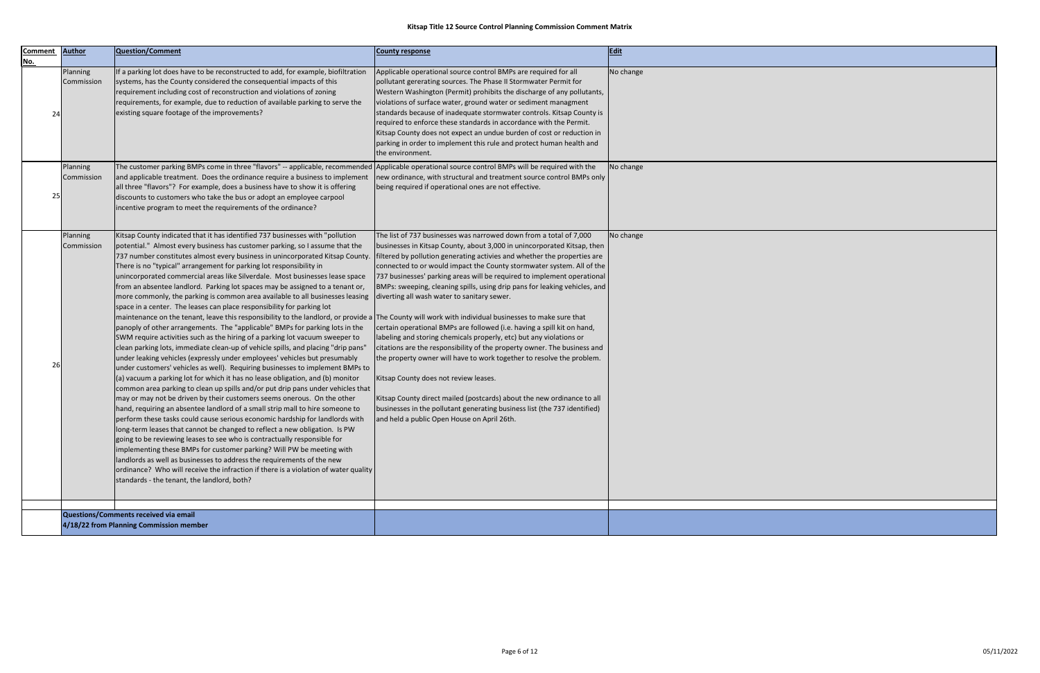# Kitsap Title 12 Source Control Planning Commission Comment Matrix

| Comment No. | Author | Question/Comment | County response | Edit |
|---|---|---|---|---|
| 24 | Planning Commission | If a parking lot does have to be reconstructed to add, for example, biofiltration systems, has the County considered the consequential impacts of this requirement including cost of reconstruction and violations of zoning requirements, for example, due to reduction of available parking to serve the existing square footage of the improvements? | Applicable operational source control BMPs are required for all pollutant gererating sources. The Phase II Stormwater Permit for Western Washington (Permit) prohibits the discharge of any pollutants, violations of surface water, ground water or sediment managment standards because of inadequate stormwater controls. Kitsap County is required to enforce these standards in accordance with the Permit. Kitsap County does not expect an undue burden of cost or reduction in parking in order to implement this rule and protect human health and the environment. | No change |
| 25 | Planning Commission | The customer parking BMPs come in three "flavors" -- applicable, recommended and applicable treatment. Does the ordinance require a business to implement all three "flavors"? For example, does a business have to show it is offering discounts to customers who take the bus or adopt an employee carpool incentive program to meet the requirements of the ordinance? | Applicable operational source control BMPs will be required with the new ordinance, with structural and treatment source control BMPs only being required if operational ones are not effective. | No change |
| 26 | Planning Commission | Kitsap County indicated that it has identified 737 businesses with "pollution potential." Almost every business has customer parking, so I assume that the 737 number constitutes almost every business in unincorporated Kitsap County. There is no "typical" arrangement for parking lot responsibility in unincorporated commercial areas like Silverdale. Most businesses lease space from an absentee landlord. Parking lot spaces may be assigned to a tenant or, more commonly, the parking is common area available to all businesses leasing space in a center. The leases can place responsibility for parking lot maintenance on the tenant, leave this responsibility to the landlord, or provide a panoply of other arrangements. The "applicable" BMPs for parking lots in the SWM require activities such as the hiring of a parking lot vacuum sweeper to clean parking lots, immediate clean-up of vehicle spills, and placing "drip pans" under leaking vehicles (expressly under employees' vehicles but presumably under customers' vehicles as well). Requiring businesses to implement BMPs to (a) vacuum a parking lot for which it has no lease obligation, and (b) monitor common area parking to clean up spills and/or put drip pans under vehicles that may or may not be driven by their customers seems onerous. On the other hand, requiring an absentee landlord of a small strip mall to hire someone to perform these tasks could cause serious economic hardship for landlords with long-term leases that cannot be changed to reflect a new obligation. Is PW going to be reviewing leases to see who is contractually responsible for implementing these BMPs for customer parking? Will PW be meeting with landlords as well as businesses to address the requirements of the new ordinance? Who will receive the infraction if there is a violation of water quality standards - the tenant, the landlord, both? | The list of 737 businesses was narrowed down from a total of 7,000 businesses in Kitsap County, about 3,000 in unincorporated Kitsap, then filtered by pollution generating activies and whether the properties are connected to or would impact the County stormwater system. All of the 737 businesses' parking areas will be required to implement operational BMPs: sweeping, cleaning spills, using drip pans for leaking vehicles, and diverting all wash water to sanitary sewer.<br><br>The County will work with individual businesses to make sure that certain operational BMPs are followed (i.e. having a spill kit on hand, labeling and storing chemicals properly, etc) but any violations or citations are the responsibility of the property owner. The business and the property owner will have to work together to resolve the problem.<br><br>Kitsap County does not review leases.<br><br>Kitsap County direct mailed (postcards) about the new ordinance to all businesses in the pollutant generating business list (the 737 identified) and held a public Open House on April 26th. | No change |
| | | | | |
| | **Questions/Comments received via email 4/18/22 from Planning Commission member** | | | |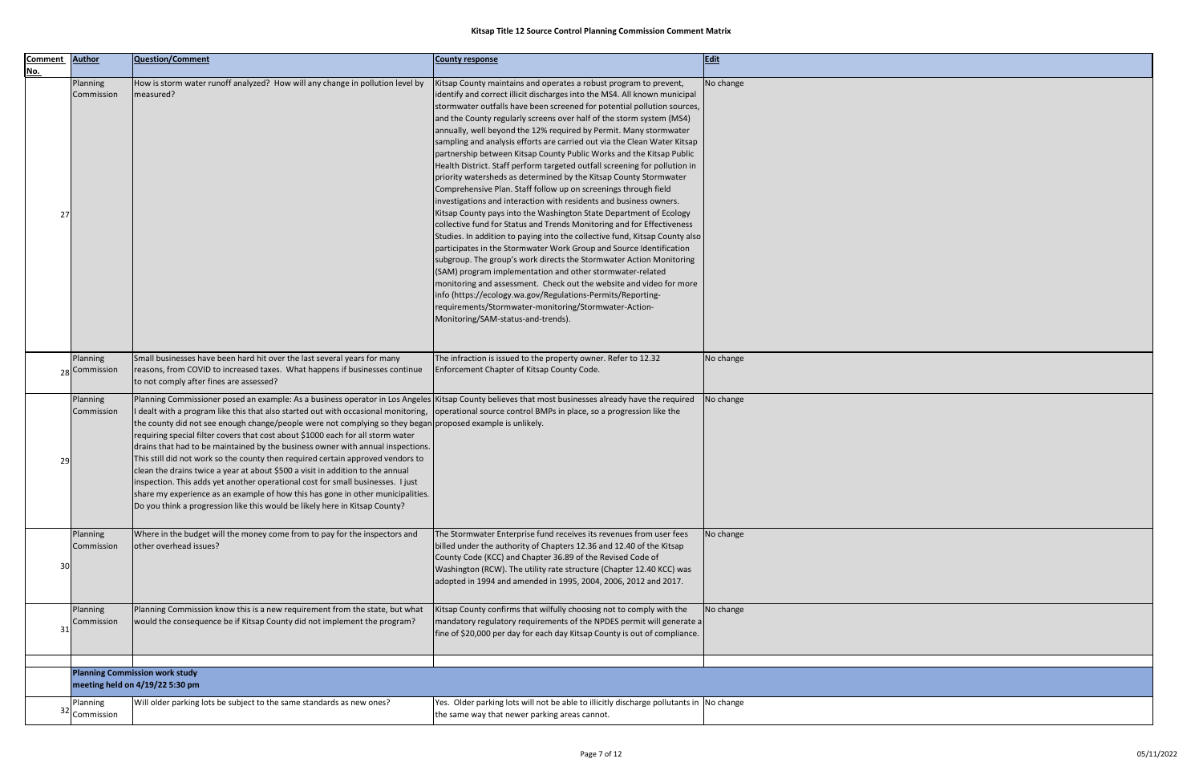# Kitsap Title 12 Source Control Planning Commission Comment Matrix

| Comment No. | Author | Question/Comment | County response | Edit |
|---|---|---|---|---|
| 27 | Planning Commission | How is storm water runoff analyzed? How will any change in pollution level by measured? | Kitsap County maintains and operates a robust program to prevent, identify and correct illicit discharges into the MS4. All known municipal stormwater outfalls have been screened for potential pollution sources, and the County regularly screens over half of the storm system (MS4) annually, well beyond the 12% required by Permit. Many stormwater sampling and analysis efforts are carried out via the Clean Water Kitsap partnership between Kitsap County Public Works and the Kitsap Public Health District. Staff perform targeted outfall screening for pollution in priority watersheds as determined by the Kitsap County Stormwater Comprehensive Plan. Staff follow up on screenings through field investigations and interaction with residents and business owners. Kitsap County pays into the Washington State Department of Ecology collective fund for Status and Trends Monitoring and for Effectiveness Studies. In addition to paying into the collective fund, Kitsap County also participates in the Stormwater Work Group and Source Identification subgroup. The group's work directs the Stormwater Action Monitoring (SAM) program implementation and other stormwater-related monitoring and assessment. Check out the website and video for more info (https://ecology.wa.gov/Regulations-Permits/Reporting-requirements/Stormwater-monitoring/Stormwater-Action-Monitoring/SAM-status-and-trends). | No change |
| 28 | Planning Commission | Small businesses have been hard hit over the last several years for many reasons, from COVID to increased taxes. What happens if businesses continue to not comply after fines are assessed? | The infraction is issued to the property owner. Refer to 12.32 Enforcement Chapter of Kitsap County Code. | No change |
| 29 | Planning Commission | Planning Commissioner posed an example: As a business operator in Los Angeles I dealt with a program like this that also started out with occasional monitoring, the county did not see enough change/people were not complying so they began requiring special filter covers that cost about $1000 each for all storm water drains that had to be maintained by the business owner with annual inspections. This still did not work so the county then required certain approved vendors to clean the drains twice a year at about $500 a visit in addition to the annual inspection. This adds yet another operational cost for small businesses. I just share my experience as an example of how this has gone in other municipalities. Do you think a progression like this would be likely here in Kitsap County? | Kitsap County believes that most businesses already have the required operational source control BMPs in place, so a progression like the proposed example is unlikely. | No change |
| 30 | Planning Commission | Where in the budget will the money come from to pay for the inspectors and other overhead issues? | The Stormwater Enterprise fund receives its revenues from user fees billed under the authority of Chapters 12.36 and 12.40 of the Kitsap County Code (KCC) and Chapter 36.89 of the Revised Code of Washington (RCW). The utility rate structure (Chapter 12.40 KCC) was adopted in 1994 and amended in 1995, 2004, 2006, 2012 and 2017. | No change |
| 31 | Planning Commission | Planning Commission know this is a new requirement from the state, but what would the consequence be if Kitsap County did not implement the program? | Kitsap County confirms that wilfully choosing not to comply with the mandatory regulatory requirements of the NPDES permit will generate a fine of $20,000 per day for each day Kitsap County is out of compliance. | No change |
| | | | | |
| | **Planning Commission work study meeting held on 4/19/22 5:30 pm** | | | |
| 32 | Planning Commission | Will older parking lots be subject to the same standards as new ones? | Yes. Older parking lots will not be able to illicitly discharge pollutants in the same way that newer parking areas cannot. | No change |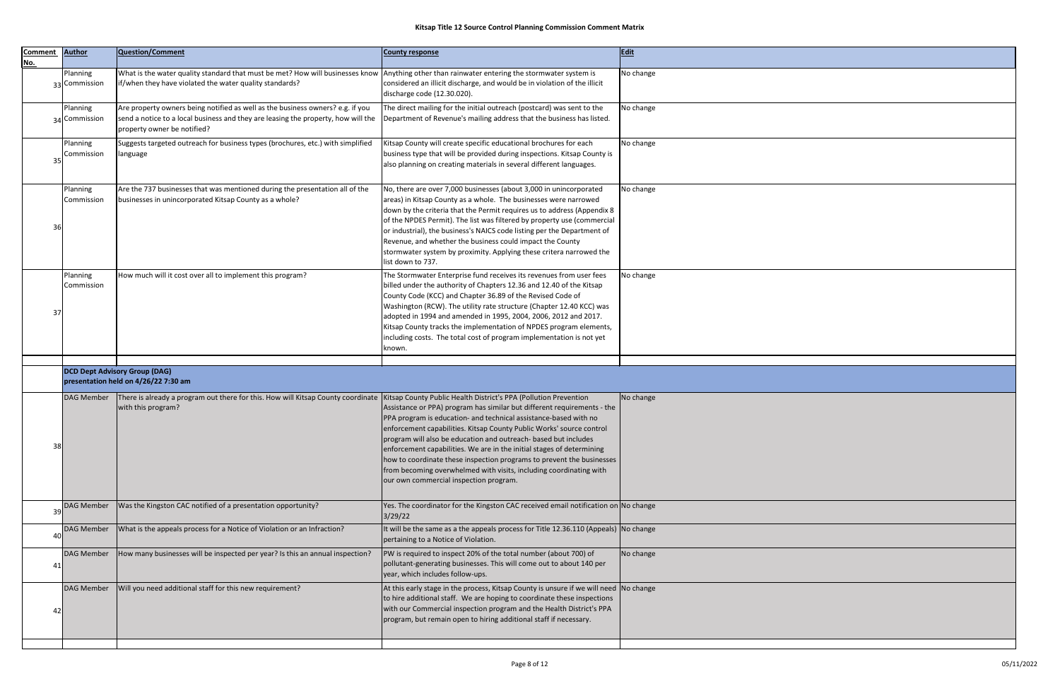# Kitsap Title 12 Source Control Planning Commission Comment Matrix

| Comment No. | Author | Question/Comment | County response | Edit |
|---|---|---|---|---|
| 33 | Planning Commission | What is the water quality standard that must be met? How will businesses know if/when they have violated the water quality standards? | Anything other than rainwater entering the stormwater system is considered an illicit discharge, and would be in violation of the illicit discharge code (12.30.020). | No change |
| 34 | Planning Commission | Are property owners being notified as well as the business owners? e.g. if you send a notice to a local business and they are leasing the property, how will the property owner be notified? | The direct mailing for the initial outreach (postcard) was sent to the Department of Revenue's mailing address that the business has listed. | No change |
| 35 | Planning Commission | Suggests targeted outreach for business types (brochures, etc.) with simplified language | Kitsap County will create specific educational brochures for each business type that will be provided during inspections. Kitsap County is also planning on creating materials in several different languages. | No change |
| 36 | Planning Commission | Are the 737 businesses that was mentioned during the presentation all of the businesses in unincorporated Kitsap County as a whole? | No, there are over 7,000 businesses (about 3,000 in unincorporated areas) in Kitsap County as a whole. The businesses were narrowed down by the criteria that the Permit requires us to address (Appendix 8 of the NPDES Permit). The list was filtered by property use (commercial or industrial), the business's NAICS code listing per the Department of Revenue, and whether the business could impact the County stormwater system by proximity. Applying these critera narrowed the list down to 737. | No change |
| 37 | Planning Commission | How much will it cost over all to implement this program? | The Stormwater Enterprise fund receives its revenues from user fees billed under the authority of Chapters 12.36 and 12.40 of the Kitsap County Code (KCC) and Chapter 36.89 of the Revised Code of Washington (RCW). The utility rate structure (Chapter 12.40 KCC) was adopted in 1994 and amended in 1995, 2004, 2006, 2012 and 2017. Kitsap County tracks the implementation of NPDES program elements, including costs. The total cost of program implementation is not yet known. | No change |
| | | | | |
| | **DCD Dept Advisory Group (DAG) presentation held on 4/26/22 7:30 am** | | | |
| 38 | DAG Member | There is already a program out there for this. How will Kitsap County coordinate with this program? | Kitsap County Public Health District's PPA (Pollution Prevention Assistance or PPA) program has similar but different requirements - the PPA program is education- and technical assistance-based with no enforcement capabilities. Kitsap County Public Works' source control program will also be education and outreach- based but includes enforcement capabilities. We are in the initial stages of determining how to coordinate these inspection programs to prevent the businesses from becoming overwhelmed with visits, including coordinating with our own commercial inspection program. | No change |
| 39 | DAG Member | Was the Kingston CAC notified of a presentation opportunity? | Yes. The coordinator for the Kingston CAC received email notification on 3/29/22 | No change |
| 40 | DAG Member | What is the appeals process for a Notice of Violation or an Infraction? | It will be the same as the appeals process for Title 12.36.110 (Appeals) pertaining to a Notice of Violation. | No change |
| 41 | DAG Member | How many businesses will be inspected per year? Is this an annual inspection? | PW is required to inspect 20% of the total number (about 700) of pollutant-generating businesses. This will come out to about 140 per year, which includes follow-ups. | No change |
| 42 | DAG Member | Will you need additional staff for this new requirement? | At this early stage in the process, Kitsap County is unsure if we will need to hire additional staff. We are hoping to coordinate these inspections with our Commercial inspection program and the Health District's PPA program, but remain open to hiring additional staff if necessary. | No change |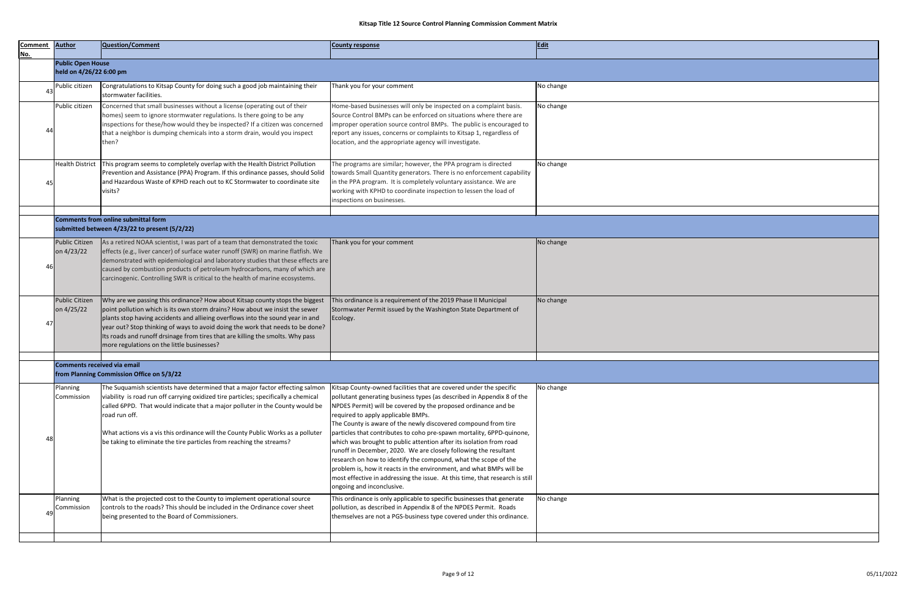# Kitsap Title 12 Source Control Planning Commission Comment Matrix

| Comment No. | Author | Question/Comment | County response | Edit |
|---|---|---|---|---|
| | **Public Open House held on 4/26/22 6:00 pm** | | | |
| 43 | Public citizen | Congratulations to Kitsap County for doing such a good job maintaining their stormwater facilities. | Thank you for your comment | No change |
| 44 | Public citizen | Concerned that small businesses without a license (operating out of their homes) seem to ignore stormwater regulations. Is there going to be any inspections for these/how would they be inspected? If a citizen was concerned that a neighbor is dumping chemicals into a storm drain, would you inspect then? | Home-based businesses will only be inspected on a complaint basis. Source Control BMPs can be enforced on situations where there are improper operation source control BMPs. The public is encouraged to report any issues, concerns or complaints to Kitsap 1, regardless of location, and the appropriate agency will investigate. | No change |
| 45 | Health District | This program seems to completely overlap with the Health District Pollution Prevention and Assistance (PPA) Program. If this ordinance passes, should Solid and Hazardous Waste of KPHD reach out to KC Stormwater to coordinate site visits? | The programs are similar; however, the PPA program is directed towards Small Quantity generators. There is no enforcement capability in the PPA program. It is completely voluntary assistance. We are working with KPHD to coordinate inspection to lessen the load of inspections on businesses. | No change |
| | | | | |
| | **Comments from online submittal form submitted between 4/23/22 to present (5/2/22)** | | | |
| 46 | Public Citizen on 4/23/22 | As a retired NOAA scientist, I was part of a team that demonstrated the toxic effects (e.g., liver cancer) of surface water runoff (SWR) on marine flatfish. We demonstrated with epidemiological and laboratory studies that these effects are caused by combustion products of petroleum hydrocarbons, many of which are carcinogenic. Controlling SWR is critical to the health of marine ecosystems. | Thank you for your comment | No change |
| 47 | Public Citizen on 4/25/22 | Why are we passing this ordinance? How about Kitsap county stops the biggest point pollution which is its own storm drains? How about we insist the sewer plants stop having accidents and allieing overflows into the sound year in and year out? Stop thinking of ways to avoid doing the work that needs to be done? Its roads and runoff drsinage from tires that are killing the smolts. Why pass more regulations on the little businesses? | This ordinance is a requirement of the 2019 Phase II Municipal Stormwater Permit issued by the Washington State Department of Ecology. | No change |
| | | | | |
| | **Comments received via email from Planning Commission Office on 5/3/22** | | | |
| 48 | Planning Commission | The Suquamish scientists have determined that a major factor effecting salmon viability is road run off carrying oxidized tire particles; specifically a chemical called 6PPD. That would indicate that a major polluter in the County would be road run off.<br><br>What actions vis a vis this ordinance will the County Public Works as a polluter be taking to eliminate the tire particles from reaching the streams? | Kitsap County-owned facilities that are covered under the specific pollutant generating business types (as described in Appendix 8 of the NPDES Permit) will be covered by the proposed ordinance and be required to apply applicable BMPs.<br>The County is aware of the newly discovered compound from tire particles that contributes to coho pre-spawn mortality, 6PPD-quinone, which was brought to public attention after its isolation from road runoff in December, 2020. We are closely following the resultant research on how to identify the compound, what the scope of the problem is, how it reacts in the environment, and what BMPs will be most effective in addressing the issue. At this time, that research is still ongoing and inconclusive. | No change |
| 49 | Planning Commission | What is the projected cost to the County to implement operational source controls to the roads? This should be included in the Ordinance cover sheet being presented to the Board of Commissioners. | This ordinance is only applicable to specific businesses that generate pollution, as described in Appendix 8 of the NPDES Permit. Roads themselves are not a PGS-business type covered under this ordinance. | No change |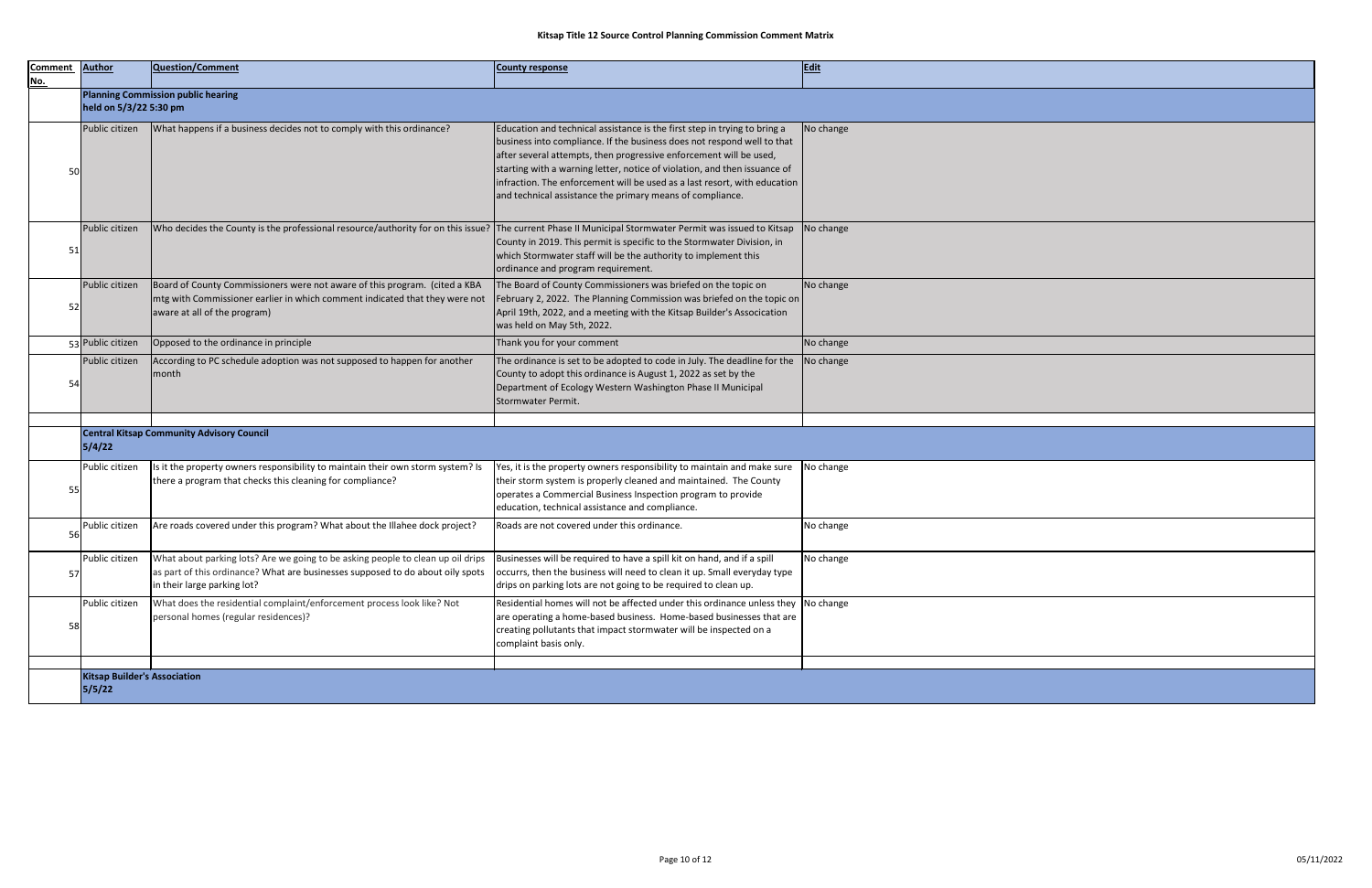# Kitsap Title 12 Source Control Planning Commission Comment Matrix

| Comment No. | Author | Question/Comment | County response | Edit |
|---|---|---|---|---|
| | **Planning Commission public hearing held on 5/3/22 5:30 pm** | | | |
| 50 | Public citizen | What happens if a business decides not to comply with this ordinance? | Education and technical assistance is the first step in trying to bring a business into compliance. If the business does not respond well to that after several attempts, then progressive enforcement will be used, starting with a warning letter, notice of violation, and then issuance of infraction. The enforcement will be used as a last resort, with education and technical assistance the primary means of compliance. | No change |
| 51 | Public citizen | Who decides the County is the professional resource/authority for on this issue? | The current Phase II Municipal Stormwater Permit was issued to Kitsap County in 2019. This permit is specific to the Stormwater Division, in which Stormwater staff will be the authority to implement this ordinance and program requirement. | No change |
| 52 | Public citizen | Board of County Commissioners were not aware of this program. (cited a KBA mtg with Commissioner earlier in which comment indicated that they were not aware at all of the program) | The Board of County Commissioners was briefed on the topic on February 2, 2022. The Planning Commission was briefed on the topic on April 19th, 2022, and a meeting with the Kitsap Builder's Assocication was held on May 5th, 2022. | No change |
| 53 | Public citizen | Opposed to the ordinance in principle | Thank you for your comment | No change |
| 54 | Public citizen | According to PC schedule adoption was not supposed to happen for another month | The ordinance is set to be adopted to code in July. The deadline for the County to adopt this ordinance is August 1, 2022 as set by the Department of Ecology Western Washington Phase II Municipal Stormwater Permit. | No change |
| | | | | |
| | **Central Kitsap Community Advisory Council 5/4/22** | | | |
| 55 | Public citizen | Is it the property owners responsibility to maintain their own storm system? Is there a program that checks this cleaning for compliance? | Yes, it is the property owners responsibility to maintain and make sure their storm system is properly cleaned and maintained. The County operates a Commercial Business Inspection program to provide education, technical assistance and compliance. | No change |
| 56 | Public citizen | Are roads covered under this program? What about the Illahee dock project? | Roads are not covered under this ordinance. | No change |
| 57 | Public citizen | What about parking lots? Are we going to be asking people to clean up oil drips as part of this ordinance? What are businesses supposed to do about oily spots in their large parking lot? | Businesses will be required to have a spill kit on hand, and if a spill occurrs, then the business will need to clean it up. Small everyday type drips on parking lots are not going to be required to clean up. | No change |
| 58 | Public citizen | What does the residential complaint/enforcement process look like? Not personal homes (regular residences)? | Residential homes will not be affected under this ordinance unless they are operating a home-based business. Home-based businesses that are creating pollutants that impact stormwater will be inspected on a complaint basis only. | No change |
| | | | | |
| | **Kitsap Builder's Association 5/5/22** | | | |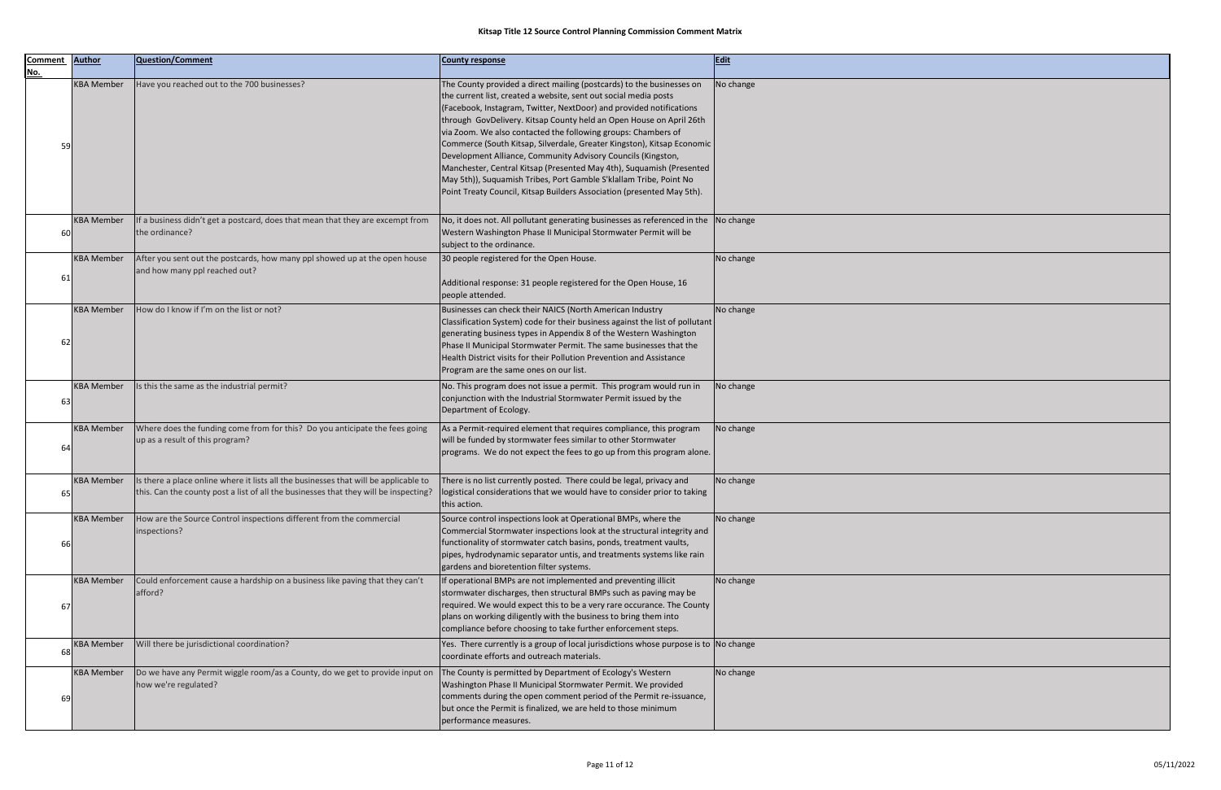# Kitsap Title 12 Source Control Planning Commission Comment Matrix

| Comment No. | Author | Question/Comment | County response | Edit |
|---|---|---|---|---|
| 59 | KBA Member | Have you reached out to the 700 businesses? | The County provided a direct mailing (postcards) to the businesses on the current list, created a website, sent out social media posts (Facebook, Instagram, Twitter, NextDoor) and provided notifications through GovDelivery. Kitsap County held an Open House on April 26th via Zoom. We also contacted the following groups: Chambers of Commerce (South Kitsap, Silverdale, Greater Kingston), Kitsap Economic Development Alliance, Community Advisory Councils (Kingston, Manchester, Central Kitsap (Presented May 4th), Suquamish (Presented May 5th)), Suquamish Tribes, Port Gamble S'klallam Tribe, Point No Point Treaty Council, Kitsap Builders Association (presented May 5th). | No change |
| 60 | KBA Member | If a business didn't get a postcard, does that mean that they are exempt from the ordinance? | No, it does not. All pollutant generating businesses as referenced in the Western Washington Phase II Municipal Stormwater Permit will be subject to the ordinance. | No change |
| 61 | KBA Member | After you sent out the postcards, how many ppl showed up at the open house and how many ppl reached out? | 30 people registered for the Open House.<br><br>Additional response: 31 people registered for the Open House, 16 people attended. | No change |
| 62 | KBA Member | How do I know if I'm on the list or not? | Businesses can check their NAICS (North American Industry Classification System) code for their business against the list of pollutant generating business types in Appendix 8 of the Western Washington Phase II Municipal Stormwater Permit. The same businesses that the Health District visits for their Pollution Prevention and Assistance Program are the same ones on our list. | No change |
| 63 | KBA Member | Is this the same as the industrial permit? | No. This program does not issue a permit. This program would run in conjunction with the Industrial Stormwater Permit issued by the Department of Ecology. | No change |
| 64 | KBA Member | Where does the funding come from for this? Do you anticipate the fees going up as a result of this program? | As a Permit-required element that requires compliance, this program will be funded by stormwater fees similar to other Stormwater programs. We do not expect the fees to go up from this program alone. | No change |
| 65 | KBA Member | Is there a place online where it lists all the businesses that will be applicable to this. Can the county post a list of all the businesses that they will be inspecting? | There is no list currently posted. There could be legal, privacy and logistical considerations that we would have to consider prior to taking this action. | No change |
| 66 | KBA Member | How are the Source Control inspections different from the commercial inspections? | Source control inspections look at Operational BMPs, where the Commercial Stormwater inspections look at the structural integrity and functionality of stormwater catch basins, ponds, treatment vaults, pipes, hydrodynamic separator untis, and treatments systems like rain gardens and bioretention filter systems. | No change |
| 67 | KBA Member | Could enforcement cause a hardship on a business like paving that they can't afford? | If operational BMPs are not implemented and preventing illicit stormwater discharges, then structural BMPs such as paving may be required. We would expect this to be a very rare occurance. The County plans on working diligently with the business to bring them into compliance before choosing to take further enforcement steps. | No change |
| 68 | KBA Member | Will there be jurisdictional coordination? | Yes. There currently is a group of local jurisdictions whose purpose is to coordinate efforts and outreach materials. | No change |
| 69 | KBA Member | Do we have any Permit wiggle room/as a County, do we get to provide input on how we're regulated? | The County is permitted by Department of Ecology's Western Washington Phase II Municipal Stormwater Permit. We provided comments during the open comment period of the Permit re-issuance, but once the Permit is finalized, we are held to those minimum performance measures. | No change |

05/11/2022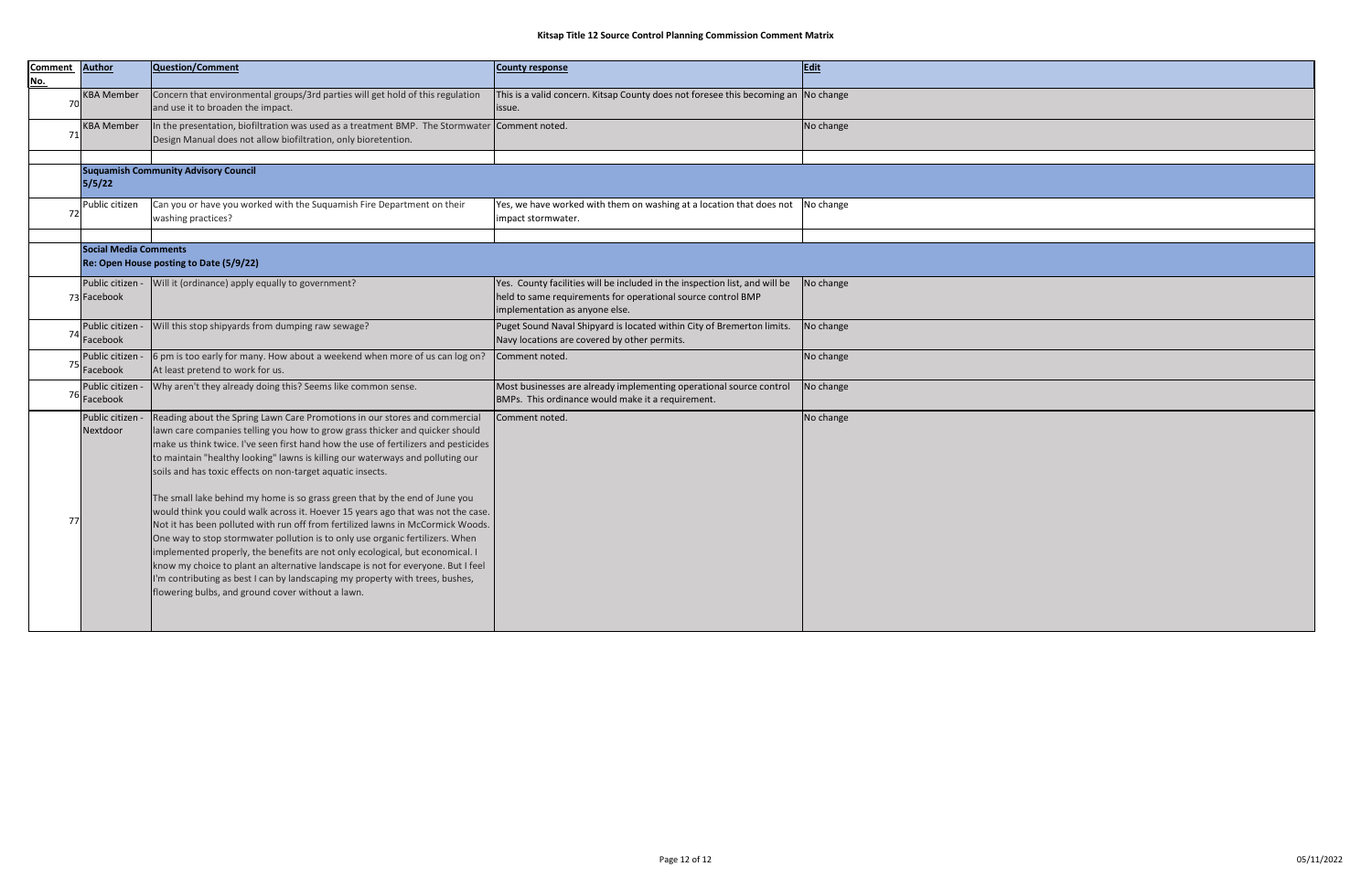# Kitsap Title 12 Source Control Planning Commission Comment Matrix

| Comment No. | Author | Question/Comment | County response | Edit |
|---|---|---|---|---|
| 70 | KBA Member | Concern that environmental groups/3rd parties will get hold of this regulation and use it to broaden the impact. | This is a valid concern. Kitsap County does not foresee this becoming an issue. | No change |
| 71 | KBA Member | In the presentation, biofiltration was used as a treatment BMP. The Stormwater Design Manual does not allow biofiltration, only bioretention. | Comment noted. | No change |
| | | | | |
| | **Suquamish Community Advisory Council 5/5/22** | | | |
| 72 | Public citizen | Can you or have you worked with the Suquamish Fire Department on their washing practices? | Yes, we have worked with them on washing at a location that does not impact stormwater. | No change |
| | | | | |
| | **Social Media Comments Re: Open House posting to Date (5/9/22)** | | | |
| 73 | Public citizen - Facebook | Will it (ordinance) apply equally to government? | Yes. County facilities will be included in the inspection list, and will be held to same requirements for operational source control BMP implementation as anyone else. | No change |
| 74 | Public citizen - Facebook | Will this stop shipyards from dumping raw sewage? | Puget Sound Naval Shipyard is located within City of Bremerton limits. Navy locations are covered by other permits. | No change |
| 75 | Public citizen - Facebook | 6 pm is too early for many. How about a weekend when more of us can log on? At least pretend to work for us. | Comment noted. | No change |
| 76 | Public citizen - Facebook | Why aren't they already doing this? Seems like common sense. | Most businesses are already implementing operational source control BMPs. This ordinance would make it a requirement. | No change |
| 77 | Public citizen - Nextdoor | Reading about the Spring Lawn Care Promotions in our stores and commercial lawn care companies telling you how to grow grass thicker and quicker should make us think twice. I've seen first hand how the use of fertilizers and pesticides to maintain "healthy looking" lawns is killing our waterways and polluting our soils and has toxic effects on non-target aquatic insects.<br><br>The small lake behind my home is so grass green that by the end of June you would think you could walk across it. Hoever 15 years ago that was not the case. Not it has been polluted with run off from fertilized lawns in McCormick Woods. One way to stop stormwater pollution is to only use organic fertilizers. When implemented properly, the benefits are not only ecological, but economical. I know my choice to plant an alternative landscape is not for everyone. But I feel I'm contributing as best I can by landscaping my property with trees, bushes, flowering bulbs, and ground cover without a lawn. | Comment noted. | No change |

05/11/2022